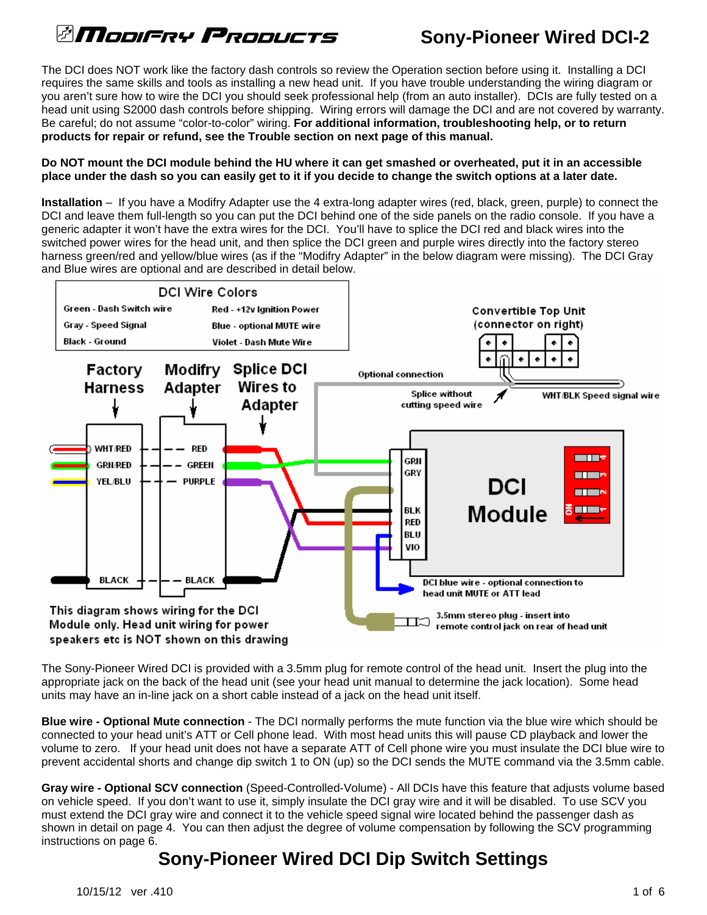# Modifry Products — Sony-Pioneer Wired DCI-2

The DCI does NOT work like the factory dash controls so review the Operation section before using it. Installing a DCI requires the same skills and tools as installing a new head unit. If you have trouble understanding the wiring diagram or you aren't sure how to wire the DCI you should seek professional help (from an auto installer). DCIs are fully tested on a head unit using S2000 dash controls before shipping. Wiring errors will damage the DCI and are not covered by warranty. Be careful; do not assume "color-to-color" wiring. **For additional information, troubleshooting help, or to return products for repair or refund, see the Trouble section on next page of this manual.**

**Do NOT mount the DCI module behind the HU where it can get smashed or overheated, put it in an accessible place under the dash so you can easily get to it if you decide to change the switch options at a later date.**

**Installation** – If you have a Modifry Adapter use the 4 extra-long adapter wires (red, black, green, purple) to connect the DCI and leave them full-length so you can put the DCI behind one of the side panels on the radio console. If you have a generic adapter it won't have the extra wires for the DCI. You'll have to splice the DCI red and black wires into the switched power wires for the head unit, and then splice the DCI green and purple wires directly into the factory stereo harness green/red and yellow/blue wires (as if the "Modify Adapter" in the below diagram were missing). The DCI Gray and Blue wires are optional and are described in detail below.

DCI Wire Colors

| | |
|---|---|
| Green - Dash Switch wire | Red - +12v Ignition Power |
| Gray - Speed Signal | Blue - optional MUTE wire |
| Black - Ground | Violet - Dash Mute Wire |

Factory Harness
Modifry Adapter
Splice DCI Wires to Adapter

WHT/RED — RED
GRN/RED — GREEN
YEL/BLU — PURPLE
BLACK — BLACK

Convertible Top Unit (connector on right)
Optional connection
Splice without cutting speed wire
WHT/BLK Speed signal wire

GRN
GRY
BLK
RED
BLU
VIO

DCI Module

ON 1 2 3 4

DCI blue wire - optional connection to head unit MUTE or ATT lead

3.5mm stereo plug - insert into remote control jack on rear of head unit

This diagram shows wiring for the DCI Module only. Head unit wiring for power speakers etc is NOT shown on this drawing

The Sony-Pioneer Wired DCI is provided with a 3.5mm plug for remote control of the head unit. Insert the plug into the appropriate jack on the back of the head unit (see your head unit manual to determine the jack location). Some head units may have an in-line jack on a short cable instead of a jack on the head unit itself.

**Blue wire - Optional Mute connection** - The DCI normally performs the mute function via the blue wire which should be connected to your head unit's ATT or Cell phone lead. With most head units this will pause CD playback and lower the volume to zero. If your head unit does not have a separate ATT of Cell phone wire you must insulate the DCI blue wire to prevent accidental shorts and change dip switch 1 to ON (up) so the DCI sends the MUTE command via the 3.5mm cable.

**Gray wire - Optional SCV connection** (Speed-Controlled-Volume) - All DCIs have this feature that adjusts volume based on vehicle speed. If you don't want to use it, simply insulate the DCI gray wire and it will be disabled. To use SCV you must extend the DCI gray wire and connect it to the vehicle speed signal wire located behind the passenger dash as shown in detail on page 4. You can then adjust the degree of volume compensation by following the SCV programming instructions on page 6.

## Sony-Pioneer Wired DCI Dip Switch Settings

10/15/12 ver .410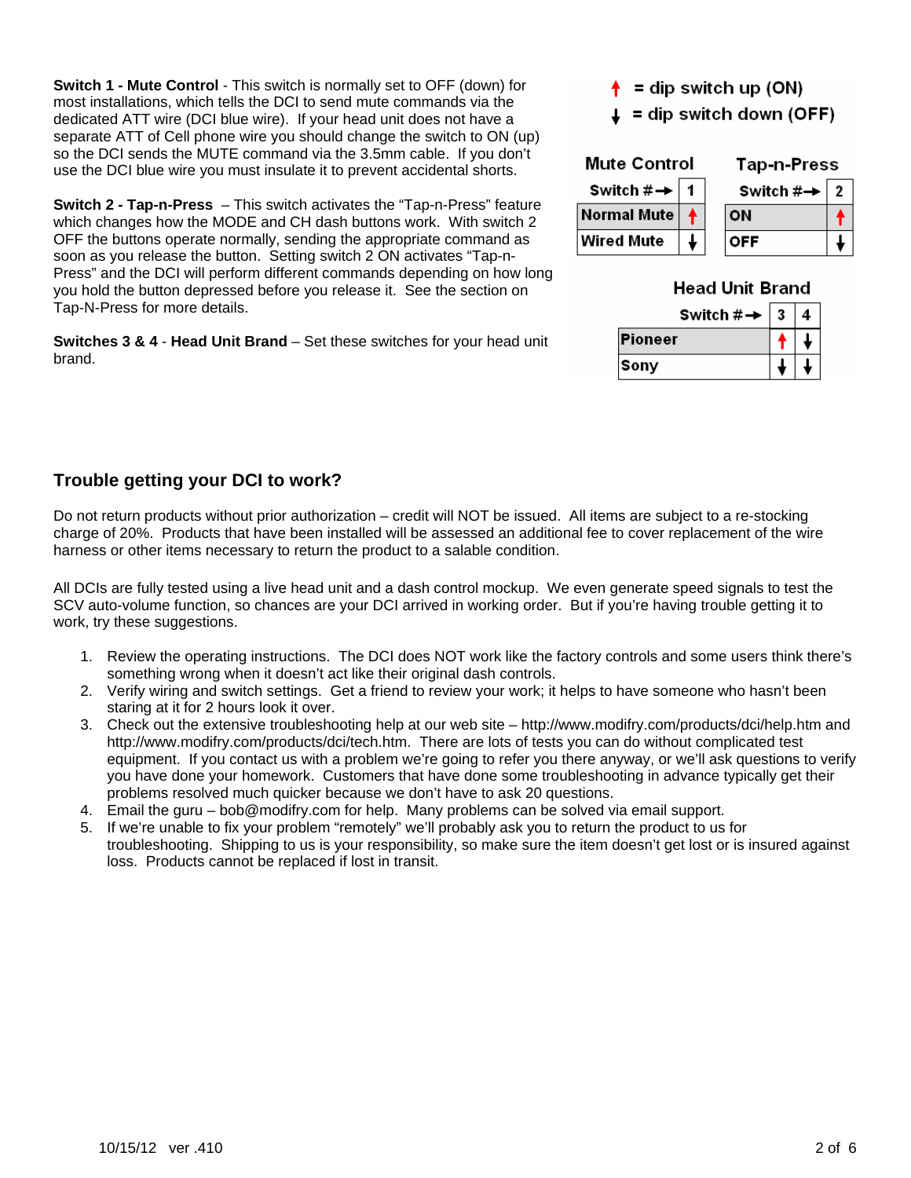**Switch 1 - Mute Control** - This switch is normally set to OFF (down) for most installations, which tells the DCI to send mute commands via the dedicated ATT wire (DCI blue wire). If your head unit does not have a separate ATT of Cell phone wire you should change the switch to ON (up) so the DCI sends the MUTE command via the 3.5mm cable. If you don't use the DCI blue wire you must insulate it to prevent accidental shorts.

**Switch 2 - Tap-n-Press** – This switch activates the "Tap-n-Press" feature which changes how the MODE and CH dash buttons work. With switch 2 OFF the buttons operate normally, sending the appropriate command as soon as you release the button. Setting switch 2 ON activates "Tap-n-Press" and the DCI will perform different commands depending on how long you hold the button depressed before you release it. See the section on Tap-N-Press for more details.

**Switches 3 & 4** - **Head Unit Brand** – Set these switches for your head unit brand.

↑ = dip switch up (ON)
↓ = dip switch down (OFF)

**Mute Control**

| Switch # → | 1 |
|---|---|
| Normal Mute | ↑ |
| Wired Mute | ↓ |

**Tap-n-Press**

| Switch # → | 2 |
|---|---|
| ON | ↑ |
| OFF | ↓ |

**Head Unit Brand**

| Switch # → | 3 | 4 |
|---|---|---|
| Pioneer | ↑ | ↓ |
| Sony | ↓ | ↓ |

## Trouble getting your DCI to work?

Do not return products without prior authorization – credit will NOT be issued. All items are subject to a re-stocking charge of 20%. Products that have been installed will be assessed an additional fee to cover replacement of the wire harness or other items necessary to return the product to a salable condition.

All DCIs are fully tested using a live head unit and a dash control mockup. We even generate speed signals to test the SCV auto-volume function, so chances are your DCI arrived in working order. But if you're having trouble getting it to work, try these suggestions.

1. Review the operating instructions. The DCI does NOT work like the factory controls and some users think there's something wrong when it doesn't act like their original dash controls.
2. Verify wiring and switch settings. Get a friend to review your work; it helps to have someone who hasn't been staring at it for 2 hours look it over.
3. Check out the extensive troubleshooting help at our web site – http://www.modifry.com/products/dci/help.htm and http://www.modifry.com/products/dci/tech.htm. There are lots of tests you can do without complicated test equipment. If you contact us with a problem we're going to refer you there anyway, or we'll ask questions to verify you have done your homework. Customers that have done some troubleshooting in advance typically get their problems resolved much quicker because we don't have to ask 20 questions.
4. Email the guru – bob@modifry.com for help. Many problems can be solved via email support.
5. If we're unable to fix your problem "remotely" we'll probably ask you to return the product to us for troubleshooting. Shipping to us is your responsibility, so make sure the item doesn't get lost or is insured against loss. Products cannot be replaced if lost in transit.

10/15/12 ver .410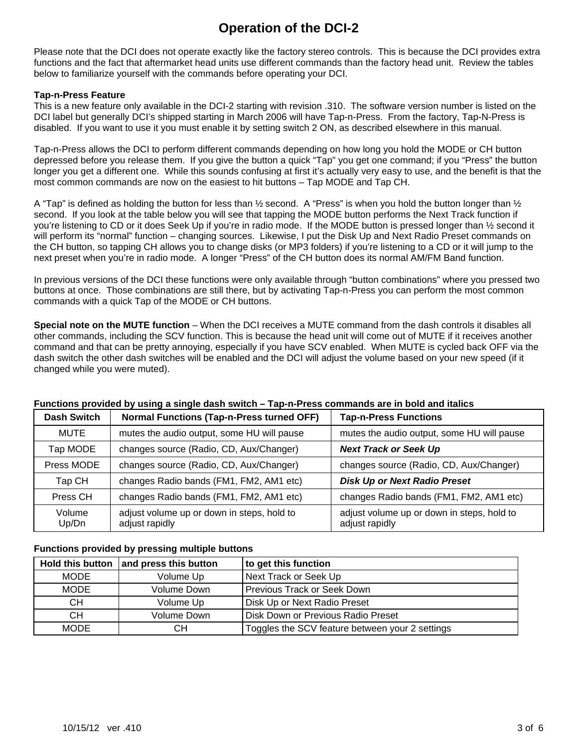# Operation of the DCI-2

Please note that the DCI does not operate exactly like the factory stereo controls. This is because the DCI provides extra functions and the fact that aftermarket head units use different commands than the factory head unit. Review the tables below to familiarize yourself with the commands before operating your DCI.

**Tap-n-Press Feature**

This is a new feature only available in the DCI-2 starting with revision .310. The software version number is listed on the DCI label but generally DCI's shipped starting in March 2006 will have Tap-n-Press. From the factory, Tap-N-Press is disabled. If you want to use it you must enable it by setting switch 2 ON, as described elsewhere in this manual.

Tap-n-Press allows the DCI to perform different commands depending on how long you hold the MODE or CH button depressed before you release them. If you give the button a quick "Tap" you get one command; if you "Press" the button longer you get a different one. While this sounds confusing at first it's actually very easy to use, and the benefit is that the most common commands are now on the easiest to hit buttons – Tap MODE and Tap CH.

A "Tap" is defined as holding the button for less than ½ second. A "Press" is when you hold the button longer than ½ second. If you look at the table below you will see that tapping the MODE button performs the Next Track function if you're listening to CD or it does Seek Up if you're in radio mode. If the MODE button is pressed longer than ½ second it will perform its "normal" function – changing sources. Likewise, I put the Disk Up and Next Radio Preset commands on the CH button, so tapping CH allows you to change disks (or MP3 folders) if you're listening to a CD or it will jump to the next preset when you're in radio mode. A longer "Press" of the CH button does its normal AM/FM Band function.

In previous versions of the DCI these functions were only available through "button combinations" where you pressed two buttons at once. Those combinations are still there, but by activating Tap-n-Press you can perform the most common commands with a quick Tap of the MODE or CH buttons.

**Special note on the MUTE function** – When the DCI receives a MUTE command from the dash controls it disables all other commands, including the SCV function. This is because the head unit will come out of MUTE if it receives another command and that can be pretty annoying, especially if you have SCV enabled. When MUTE is cycled back OFF via the dash switch the other dash switches will be enabled and the DCI will adjust the volume based on your new speed (if it changed while you were muted).

**Functions provided by using a single dash switch – Tap-n-Press commands are in bold and italics**

| Dash Switch | Normal Functions (Tap-n-Press turned OFF) | Tap-n-Press Functions |
|---|---|---|
| MUTE | mutes the audio output, some HU will pause | mutes the audio output, some HU will pause |
| Tap MODE | changes source (Radio, CD, Aux/Changer) | ***Next Track or Seek Up*** |
| Press MODE | changes source (Radio, CD, Aux/Changer) | changes source (Radio, CD, Aux/Changer) |
| Tap CH | changes Radio bands (FM1, FM2, AM1 etc) | ***Disk Up or Next Radio Preset*** |
| Press CH | changes Radio bands (FM1, FM2, AM1 etc) | changes Radio bands (FM1, FM2, AM1 etc) |
| Volume Up/Dn | adjust volume up or down in steps, hold to adjust rapidly | adjust volume up or down in steps, hold to adjust rapidly |

**Functions provided by pressing multiple buttons**

| Hold this button | and press this button | to get this function |
|---|---|---|
| MODE | Volume Up | Next Track or Seek Up |
| MODE | Volume Down | Previous Track or Seek Down |
| CH | Volume Up | Disk Up or Next Radio Preset |
| CH | Volume Down | Disk Down or Previous Radio Preset |
| MODE | CH | Toggles the SCV feature between your 2 settings |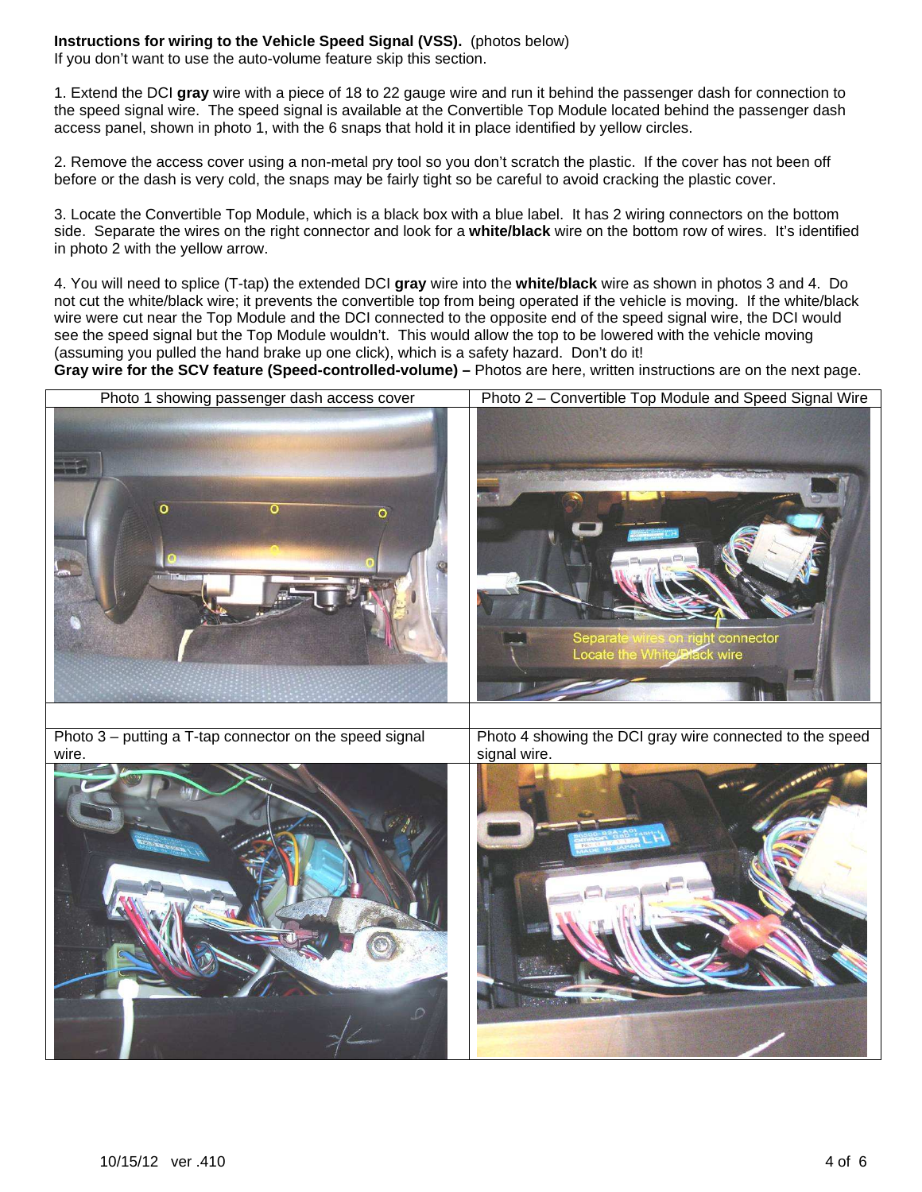**Instructions for wiring to the Vehicle Speed Signal (VSS).** (photos below)
If you don't want to use the auto-volume feature skip this section.

1. Extend the DCI **gray** wire with a piece of 18 to 22 gauge wire and run it behind the passenger dash for connection to the speed signal wire. The speed signal is available at the Convertible Top Module located behind the passenger dash access panel, shown in photo 1, with the 6 snaps that hold it in place identified by yellow circles.

2. Remove the access cover using a non-metal pry tool so you don't scratch the plastic. If the cover has not been off before or the dash is very cold, the snaps may be fairly tight so be careful to avoid cracking the plastic cover.

3. Locate the Convertible Top Module, which is a black box with a blue label. It has 2 wiring connectors on the bottom side. Separate the wires on the right connector and look for a **white/black** wire on the bottom row of wires. It's identified in photo 2 with the yellow arrow.

4. You will need to splice (T-tap) the extended DCI **gray** wire into the **white/black** wire as shown in photos 3 and 4. Do not cut the white/black wire; it prevents the convertible top from being operated if the vehicle is moving. If the white/black wire were cut near the Top Module and the DCI connected to the opposite end of the speed signal wire, the DCI would see the speed signal but the Top Module wouldn't. This would allow the top to be lowered with the vehicle moving (assuming you pulled the hand brake up one click), which is a safety hazard. Don't do it!

**Gray wire for the SCV feature (Speed-controlled-volume) –** Photos are here, written instructions are on the next page.

| Photo 1 showing passenger dash access cover | Photo 2 – Convertible Top Module and Speed Signal Wire |
| --- | --- |
| | Separate wires on right connector<br>Locate the White/Black wire |
| Photo 3 – putting a T-tap connector on the speed signal wire. | Photo 4 showing the DCI gray wire connected to the speed signal wire. |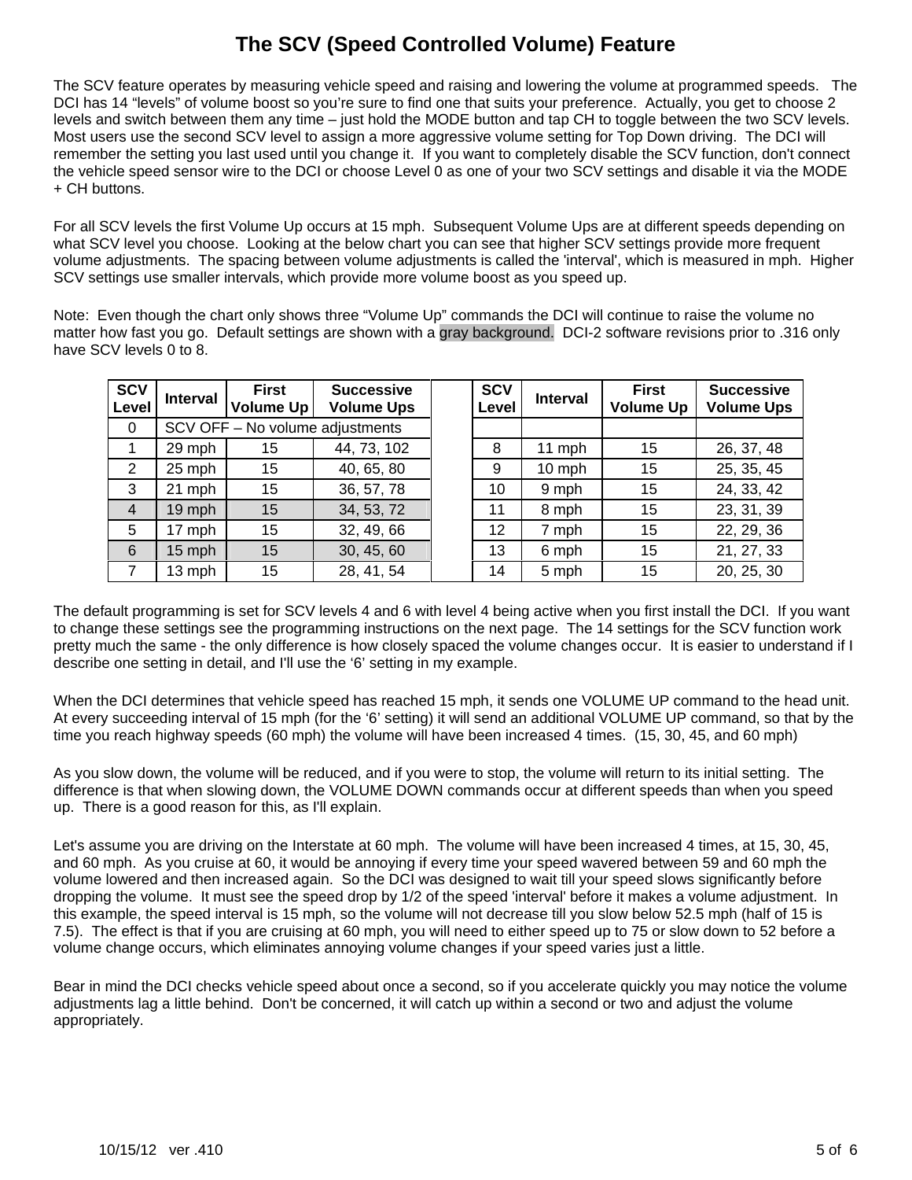# The SCV (Speed Controlled Volume) Feature

The SCV feature operates by measuring vehicle speed and raising and lowering the volume at programmed speeds. The DCI has 14 "levels" of volume boost so you're sure to find one that suits your preference. Actually, you get to choose 2 levels and switch between them any time – just hold the MODE button and tap CH to toggle between the two SCV levels. Most users use the second SCV level to assign a more aggressive volume setting for Top Down driving. The DCI will remember the setting you last used until you change it. If you want to completely disable the SCV function, don't connect the vehicle speed sensor wire to the DCI or choose Level 0 as one of your two SCV settings and disable it via the MODE + CH buttons.

For all SCV levels the first Volume Up occurs at 15 mph. Subsequent Volume Ups are at different speeds depending on what SCV level you choose. Looking at the below chart you can see that higher SCV settings provide more frequent volume adjustments. The spacing between volume adjustments is called the 'interval', which is measured in mph. Higher SCV settings use smaller intervals, which provide more volume boost as you speed up.

Note: Even though the chart only shows three "Volume Up" commands the DCI will continue to raise the volume no matter how fast you go. Default settings are shown with a gray background. DCI-2 software revisions prior to .316 only have SCV levels 0 to 8.

| SCV Level | Interval | First Volume Up | Successive Volume Ups | | SCV Level | Interval | First Volume Up | Successive Volume Ups |
|---|---|---|---|---|---|---|---|---|
| 0 | SCV OFF – No volume adjustments | | | | | | | |
| 1 | 29 mph | 15 | 44, 73, 102 | | 8 | 11 mph | 15 | 26, 37, 48 |
| 2 | 25 mph | 15 | 40, 65, 80 | | 9 | 10 mph | 15 | 25, 35, 45 |
| 3 | 21 mph | 15 | 36, 57, 78 | | 10 | 9 mph | 15 | 24, 33, 42 |
| 4 | 19 mph | 15 | 34, 53, 72 | | 11 | 8 mph | 15 | 23, 31, 39 |
| 5 | 17 mph | 15 | 32, 49, 66 | | 12 | 7 mph | 15 | 22, 29, 36 |
| 6 | 15 mph | 15 | 30, 45, 60 | | 13 | 6 mph | 15 | 21, 27, 33 |
| 7 | 13 mph | 15 | 28, 41, 54 | | 14 | 5 mph | 15 | 20, 25, 30 |

The default programming is set for SCV levels 4 and 6 with level 4 being active when you first install the DCI. If you want to change these settings see the programming instructions on the next page. The 14 settings for the SCV function work pretty much the same - the only difference is how closely spaced the volume changes occur. It is easier to understand if I describe one setting in detail, and I'll use the '6' setting in my example.

When the DCI determines that vehicle speed has reached 15 mph, it sends one VOLUME UP command to the head unit. At every succeeding interval of 15 mph (for the '6' setting) it will send an additional VOLUME UP command, so that by the time you reach highway speeds (60 mph) the volume will have been increased 4 times. (15, 30, 45, and 60 mph)

As you slow down, the volume will be reduced, and if you were to stop, the volume will return to its initial setting. The difference is that when slowing down, the VOLUME DOWN commands occur at different speeds than when you speed up. There is a good reason for this, as I'll explain.

Let's assume you are driving on the Interstate at 60 mph. The volume will have been increased 4 times, at 15, 30, 45, and 60 mph. As you cruise at 60, it would be annoying if every time your speed wavered between 59 and 60 mph the volume lowered and then increased again. So the DCI was designed to wait till your speed slows significantly before dropping the volume. It must see the speed drop by 1/2 of the speed 'interval' before it makes a volume adjustment. In this example, the speed interval is 15 mph, so the volume will not decrease till you slow below 52.5 mph (half of 15 is 7.5). The effect is that if you are cruising at 60 mph, you will need to either speed up to 75 or slow down to 52 before a volume change occurs, which eliminates annoying volume changes if your speed varies just a little.

Bear in mind the DCI checks vehicle speed about once a second, so if you accelerate quickly you may notice the volume adjustments lag a little behind. Don't be concerned, it will catch up within a second or two and adjust the volume appropriately.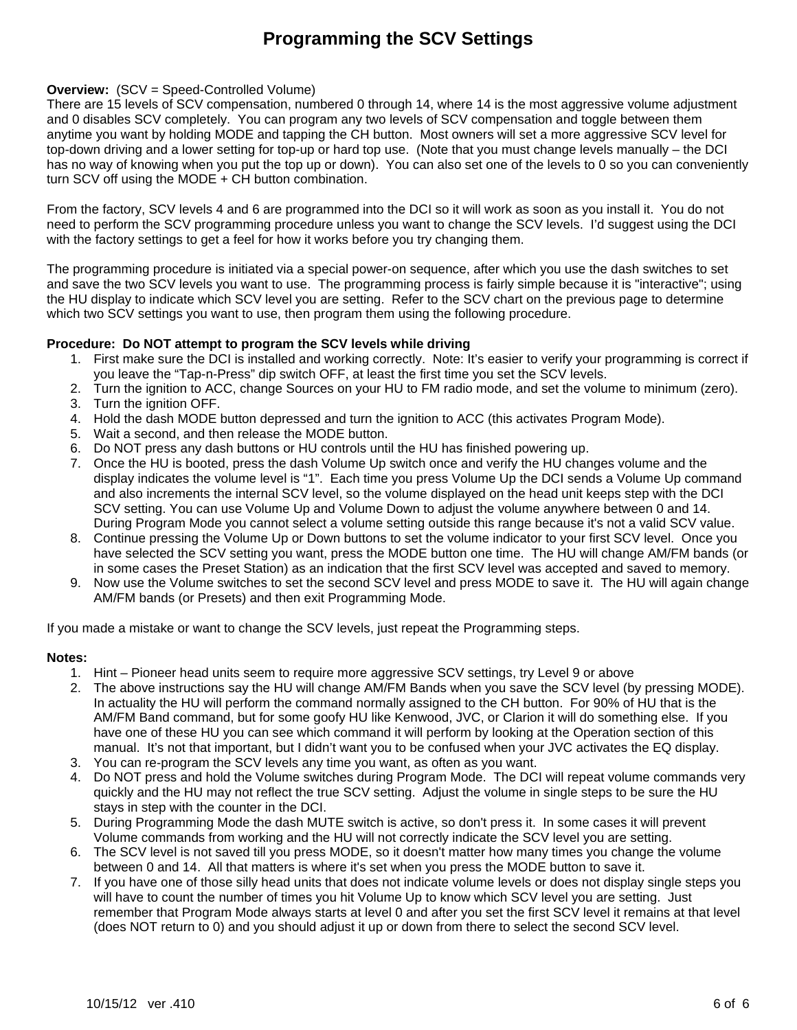# Programming the SCV Settings

**Overview:** (SCV = Speed-Controlled Volume)
There are 15 levels of SCV compensation, numbered 0 through 14, where 14 is the most aggressive volume adjustment and 0 disables SCV completely. You can program any two levels of SCV compensation and toggle between them anytime you want by holding MODE and tapping the CH button. Most owners will set a more aggressive SCV level for top-down driving and a lower setting for top-up or hard top use. (Note that you must change levels manually – the DCI has no way of knowing when you put the top up or down). You can also set one of the levels to 0 so you can conveniently turn SCV off using the MODE + CH button combination.

From the factory, SCV levels 4 and 6 are programmed into the DCI so it will work as soon as you install it. You do not need to perform the SCV programming procedure unless you want to change the SCV levels. I'd suggest using the DCI with the factory settings to get a feel for how it works before you try changing them.

The programming procedure is initiated via a special power-on sequence, after which you use the dash switches to set and save the two SCV levels you want to use. The programming process is fairly simple because it is "interactive"; using the HU display to indicate which SCV level you are setting. Refer to the SCV chart on the previous page to determine which two SCV settings you want to use, then program them using the following procedure.

**Procedure: Do NOT attempt to program the SCV levels while driving**

1. First make sure the DCI is installed and working correctly. Note: It's easier to verify your programming is correct if you leave the "Tap-n-Press" dip switch OFF, at least the first time you set the SCV levels.
2. Turn the ignition to ACC, change Sources on your HU to FM radio mode, and set the volume to minimum (zero).
3. Turn the ignition OFF.
4. Hold the dash MODE button depressed and turn the ignition to ACC (this activates Program Mode).
5. Wait a second, and then release the MODE button.
6. Do NOT press any dash buttons or HU controls until the HU has finished powering up.
7. Once the HU is booted, press the dash Volume Up switch once and verify the HU changes volume and the display indicates the volume level is "1". Each time you press Volume Up the DCI sends a Volume Up command and also increments the internal SCV level, so the volume displayed on the head unit keeps step with the DCI SCV setting. You can use Volume Up and Volume Down to adjust the volume anywhere between 0 and 14. During Program Mode you cannot select a volume setting outside this range because it's not a valid SCV value.
8. Continue pressing the Volume Up or Down buttons to set the volume indicator to your first SCV level. Once you have selected the SCV setting you want, press the MODE button one time. The HU will change AM/FM bands (or in some cases the Preset Station) as an indication that the first SCV level was accepted and saved to memory.
9. Now use the Volume switches to set the second SCV level and press MODE to save it. The HU will again change AM/FM bands (or Presets) and then exit Programming Mode.

If you made a mistake or want to change the SCV levels, just repeat the Programming steps.

**Notes:**

1. Hint – Pioneer head units seem to require more aggressive SCV settings, try Level 9 or above
2. The above instructions say the HU will change AM/FM Bands when you save the SCV level (by pressing MODE). In actuality the HU will perform the command normally assigned to the CH button. For 90% of HU that is the AM/FM Band command, but for some goofy HU like Kenwood, JVC, or Clarion it will do something else. If you have one of these HU you can see which command it will perform by looking at the Operation section of this manual. It's not that important, but I didn't want you to be confused when your JVC activates the EQ display.
3. You can re-program the SCV levels any time you want, as often as you want.
4. Do NOT press and hold the Volume switches during Program Mode. The DCI will repeat volume commands very quickly and the HU may not reflect the true SCV setting. Adjust the volume in single steps to be sure the HU stays in step with the counter in the DCI.
5. During Programming Mode the dash MUTE switch is active, so don't press it. In some cases it will prevent Volume commands from working and the HU will not correctly indicate the SCV level you are setting.
6. The SCV level is not saved till you press MODE, so it doesn't matter how many times you change the volume between 0 and 14. All that matters is where it's set when you press the MODE button to save it.
7. If you have one of those silly head units that does not indicate volume levels or does not display single steps you will have to count the number of times you hit Volume Up to know which SCV level you are setting. Just remember that Program Mode always starts at level 0 and after you set the first SCV level it remains at that level (does NOT return to 0) and you should adjust it up or down from there to select the second SCV level.

10/15/12 ver .410